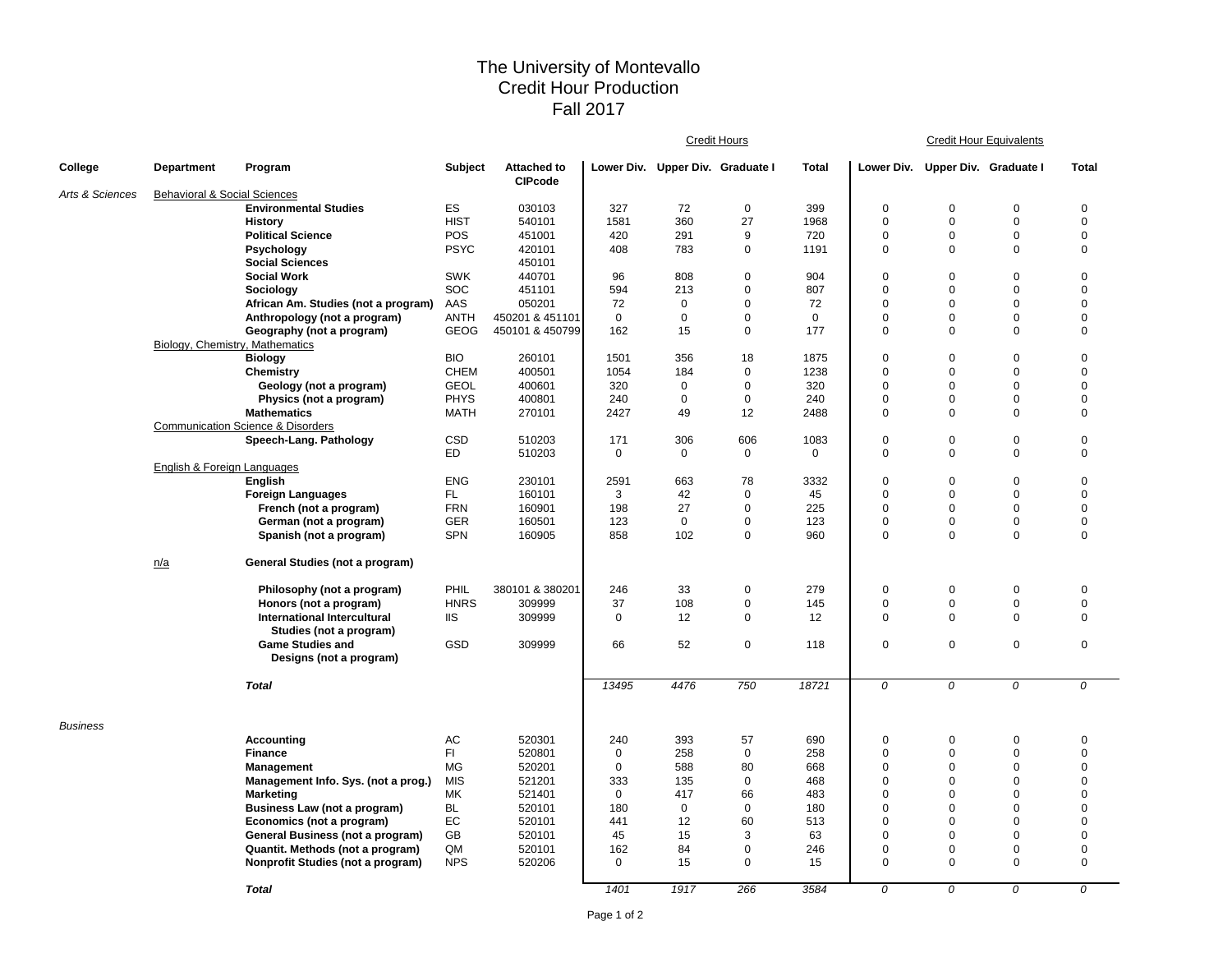# The University of Montevallo
## Credit Hour Production
## Fall 2017

| College | Department | Program | Subject | Attached to CIPcode | Credit Hours | | | | Credit Hour Equivalents | | | |
|---|---|---|---|---|---|---|---|---|---|---|---|---|
| | | | | | Lower Div. | Upper Div. | Graduate I | Total | Lower Div. | Upper Div. | Graduate I | Total |
| *Arts & Sciences* | Behavioral & Social Sciences | | | | | | | | | | | |
| | | **Environmental Studies** | ES | 030103 | 327 | 72 | 0 | 399 | 0 | 0 | 0 | 0 |
| | | **History** | HIST | 540101 | 1581 | 360 | 27 | 1968 | 0 | 0 | 0 | 0 |
| | | **Political Science** | POS | 451001 | 420 | 291 | 9 | 720 | 0 | 0 | 0 | 0 |
| | | **Psychology** | PSYC | 420101 | 408 | 783 | 0 | 1191 | 0 | 0 | 0 | 0 |
| | | **Social Sciences** | | 450101 | | | | | | | | |
| | | **Social Work** | SWK | 440701 | 96 | 808 | 0 | 904 | 0 | 0 | 0 | 0 |
| | | **Sociology** | SOC | 451101 | 594 | 213 | 0 | 807 | 0 | 0 | 0 | 0 |
| | | **African Am. Studies (not a program)** | AAS | 050201 | 72 | 0 | 0 | 72 | 0 | 0 | 0 | 0 |
| | | **Anthropology (not a program)** | ANTH | 450201 & 451101 | 0 | 0 | 0 | 0 | 0 | 0 | 0 | 0 |
| | | **Geography (not a program)** | GEOG | 450101 & 450799 | 162 | 15 | 0 | 177 | 0 | 0 | 0 | 0 |
| | Biology, Chemistry, Mathematics | | | | | | | | | | | |
| | | **Biology** | BIO | 260101 | 1501 | 356 | 18 | 1875 | 0 | 0 | 0 | 0 |
| | | **Chemistry** | CHEM | 400501 | 1054 | 184 | 0 | 1238 | 0 | 0 | 0 | 0 |
| | | **Geology (not a program)** | GEOL | 400601 | 320 | 0 | 0 | 320 | 0 | 0 | 0 | 0 |
| | | **Physics (not a program)** | PHYS | 400801 | 240 | 0 | 0 | 240 | 0 | 0 | 0 | 0 |
| | | **Mathematics** | MATH | 270101 | 2427 | 49 | 12 | 2488 | 0 | 0 | 0 | 0 |
| | Communication Science & Disorders | | | | | | | | | | | |
| | | **Speech-Lang. Pathology** | CSD | 510203 | 171 | 306 | 606 | 1083 | 0 | 0 | 0 | 0 |
| | | | ED | 510203 | 0 | 0 | 0 | 0 | 0 | 0 | 0 | 0 |
| | English & Foreign Languages | | | | | | | | | | | |
| | | **English** | ENG | 230101 | 2591 | 663 | 78 | 3332 | 0 | 0 | 0 | 0 |
| | | **Foreign Languages** | FL | 160101 | 3 | 42 | 0 | 45 | 0 | 0 | 0 | 0 |
| | | **French (not a program)** | FRN | 160901 | 198 | 27 | 0 | 225 | 0 | 0 | 0 | 0 |
| | | **German (not a program)** | GER | 160501 | 123 | 0 | 0 | 123 | 0 | 0 | 0 | 0 |
| | | **Spanish (not a program)** | SPN | 160905 | 858 | 102 | 0 | 960 | 0 | 0 | 0 | 0 |
| | n/a | **General Studies (not a program)** | | | | | | | | | | |
| | | **Philosophy (not a program)** | PHIL | 380101 & 380201 | 246 | 33 | 0 | 279 | 0 | 0 | 0 | 0 |
| | | **Honors (not a program)** | HNRS | 309999 | 37 | 108 | 0 | 145 | 0 | 0 | 0 | 0 |
| | | **International Intercultural Studies (not a program)** | IIS | 309999 | 0 | 12 | 0 | 12 | 0 | 0 | 0 | 0 |
| | | **Game Studies and Designs (not a program)** | GSD | 309999 | 66 | 52 | 0 | 118 | 0 | 0 | 0 | 0 |
| | | ***Total*** | | | *13495* | *4476* | *750* | *18721* | *0* | *0* | *0* | *0* |
| *Business* | | | | | | | | | | | | |
| | | **Accounting** | AC | 520301 | 240 | 393 | 57 | 690 | 0 | 0 | 0 | 0 |
| | | **Finance** | FI | 520801 | 0 | 258 | 0 | 258 | 0 | 0 | 0 | 0 |
| | | **Management** | MG | 520201 | 0 | 588 | 80 | 668 | 0 | 0 | 0 | 0 |
| | | **Management Info. Sys. (not a prog.)** | MIS | 521201 | 333 | 135 | 0 | 468 | 0 | 0 | 0 | 0 |
| | | **Marketing** | MK | 521401 | 0 | 417 | 66 | 483 | 0 | 0 | 0 | 0 |
| | | **Business Law (not a program)** | BL | 520101 | 180 | 0 | 0 | 180 | 0 | 0 | 0 | 0 |
| | | **Economics (not a program)** | EC | 520101 | 441 | 12 | 60 | 513 | 0 | 0 | 0 | 0 |
| | | **General Business (not a program)** | GB | 520101 | 45 | 15 | 3 | 63 | 0 | 0 | 0 | 0 |
| | | **Quantit. Methods (not a program)** | QM | 520101 | 162 | 84 | 0 | 246 | 0 | 0 | 0 | 0 |
| | | **Nonprofit Studies (not a program)** | NPS | 520206 | 0 | 15 | 0 | 15 | 0 | 0 | 0 | 0 |
| | | ***Total*** | | | *1401* | *1917* | *266* | *3584* | *0* | *0* | *0* | *0* |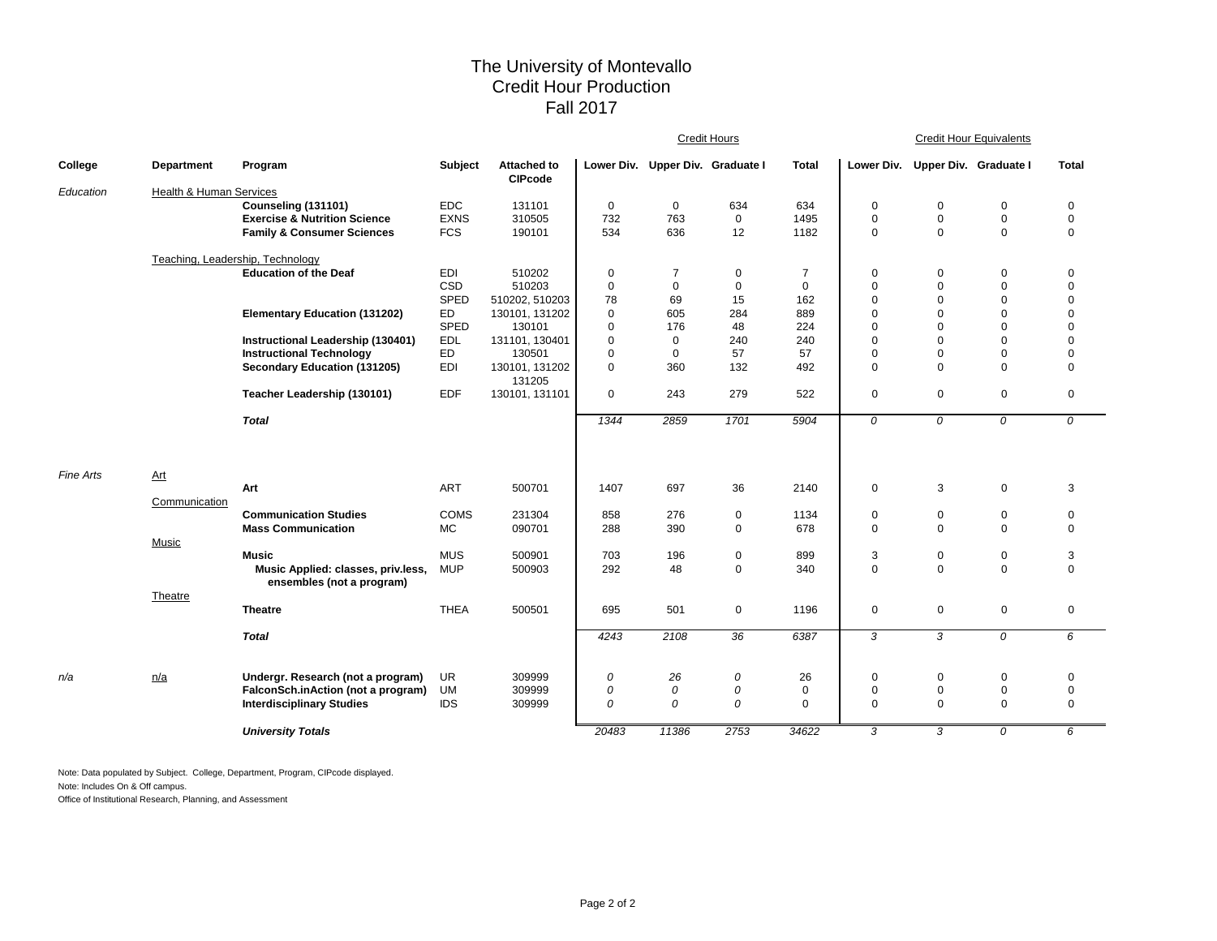# The University of Montevallo
## Credit Hour Production
## Fall 2017

| College | Department | Program | Subject | Attached to CIPcode | Credit Hours | | | | Credit Hour Equivalents | | | |
|---|---|---|---|---|---|---|---|---|---|---|---|---|
| | | | | | Lower Div. | Upper Div. | Graduate I | Total | Lower Div. | Upper Div. | Graduate I | Total |
| *Education* | Health & Human Services | | | | | | | | | | | |
| | | **Counseling (131101)** | EDC | 131101 | 0 | 0 | 634 | 634 | 0 | 0 | 0 | 0 |
| | | **Exercise & Nutrition Science** | EXNS | 310505 | 732 | 763 | 0 | 1495 | 0 | 0 | 0 | 0 |
| | | **Family & Consumer Sciences** | FCS | 190101 | 534 | 636 | 12 | 1182 | 0 | 0 | 0 | 0 |
| | Teaching, Leadership, Technology | | | | | | | | | | | |
| | | **Education of the Deaf** | EDI | 510202 | 0 | 7 | 0 | 7 | 0 | 0 | 0 | 0 |
| | | | CSD | 510203 | 0 | 0 | 0 | 0 | 0 | 0 | 0 | 0 |
| | | | SPED | 510202, 510203 | 78 | 69 | 15 | 162 | 0 | 0 | 0 | 0 |
| | | **Elementary Education (131202)** | ED | 130101, 131202 | 0 | 605 | 284 | 889 | 0 | 0 | 0 | 0 |
| | | | SPED | 130101 | 0 | 176 | 48 | 224 | 0 | 0 | 0 | 0 |
| | | **Instructional Leadership (130401)** | EDL | 131101, 130401 | 0 | 0 | 240 | 240 | 0 | 0 | 0 | 0 |
| | | **Instructional Technology** | ED | 130501 | 0 | 0 | 57 | 57 | 0 | 0 | 0 | 0 |
| | | **Secondary Education (131205)** | EDI | 130101, 131202 131205 | 0 | 360 | 132 | 492 | 0 | 0 | 0 | 0 |
| | | **Teacher Leadership (130101)** | EDF | 130101, 131101 | 0 | 243 | 279 | 522 | 0 | 0 | 0 | 0 |
| | | ***Total*** | | | *1344* | *2859* | *1701* | *5904* | *0* | *0* | *0* | *0* |
| *Fine Arts* | Art | | | | | | | | | | | |
| | | **Art** | ART | 500701 | 1407 | 697 | 36 | 2140 | 0 | 3 | 0 | 3 |
| | Communication | | | | | | | | | | | |
| | | **Communication Studies** | COMS | 231304 | 858 | 276 | 0 | 1134 | 0 | 0 | 0 | 0 |
| | | **Mass Communication** | MC | 090701 | 288 | 390 | 0 | 678 | 0 | 0 | 0 | 0 |
| | Music | | | | | | | | | | | |
| | | **Music** | MUS | 500901 | 703 | 196 | 0 | 899 | 3 | 0 | 0 | 3 |
| | | **Music Applied: classes, priv.less, ensembles (not a program)** | MUP | 500903 | 292 | 48 | 0 | 340 | 0 | 0 | 0 | 0 |
| | Theatre | | | | | | | | | | | |
| | | **Theatre** | THEA | 500501 | 695 | 501 | 0 | 1196 | 0 | 0 | 0 | 0 |
| | | ***Total*** | | | *4243* | *2108* | *36* | *6387* | *3* | *3* | *0* | *6* |
| *n/a* | n/a | **Undergr. Research (not a program)** | UR | 309999 | *0* | *26* | *0* | 26 | 0 | 0 | 0 | 0 |
| | | **FalconSch.inAction (not a program)** | UM | 309999 | *0* | *0* | *0* | 0 | 0 | 0 | 0 | 0 |
| | | **Interdisciplinary Studies** | IDS | 309999 | *0* | *0* | *0* | 0 | 0 | 0 | 0 | 0 |
| | | ***University Totals*** | | | *20483* | *11386* | *2753* | *34622* | *3* | *3* | *0* | *6* |

Note: Data populated by Subject. College, Department, Program, CIPcode displayed.

Note: Includes On & Off campus.

Office of Institutional Research, Planning, and Assessment